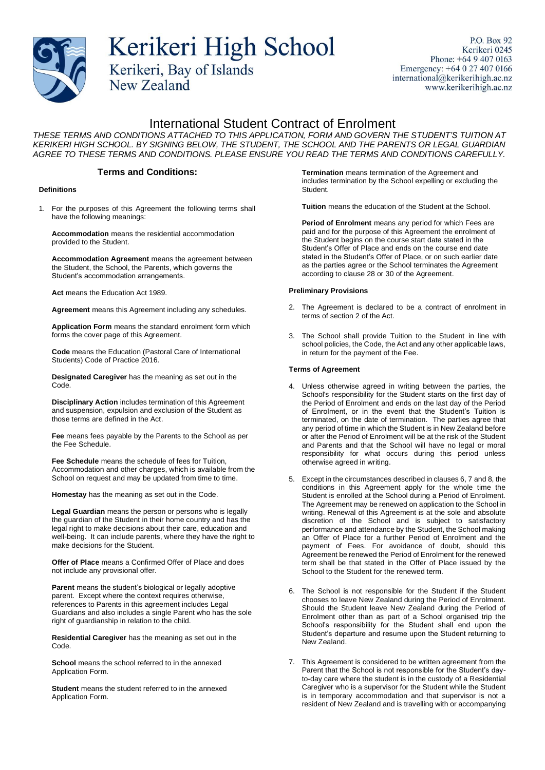# Kerikeri High School

Kerikeri, Bay of Islands
New Zealand

P.O. Box 92
Kerikeri 0245
Phone: +64 9 407 0163
Emergency: +64 0 27 407 0166
international@kerikerihigh.ac.nz
www.kerikerihigh.ac.nz

## International Student Contract of Enrolment

*THESE TERMS AND CONDITIONS ATTACHED TO THIS APPLICATION, FORM AND GOVERN THE STUDENT'S TUITION AT KERIKERI HIGH SCHOOL. BY SIGNING BELOW, THE STUDENT, THE SCHOOL AND THE PARENTS OR LEGAL GUARDIAN AGREE TO THESE TERMS AND CONDITIONS. PLEASE ENSURE YOU READ THE TERMS AND CONDITIONS CAREFULLY.*

### Terms and Conditions:

#### Definitions

1. For the purposes of this Agreement the following terms shall have the following meanings:

   **Accommodation** means the residential accommodation provided to the Student.

   **Accommodation Agreement** means the agreement between the Student, the School, the Parents, which governs the Student's accommodation arrangements.

   **Act** means the Education Act 1989.

   **Agreement** means this Agreement including any schedules.

   **Application Form** means the standard enrolment form which forms the cover page of this Agreement.

   **Code** means the Education (Pastoral Care of International Students) Code of Practice 2016.

   **Designated Caregiver** has the meaning as set out in the Code.

   **Disciplinary Action** includes termination of this Agreement and suspension, expulsion and exclusion of the Student as those terms are defined in the Act.

   **Fee** means fees payable by the Parents to the School as per the Fee Schedule.

   **Fee Schedule** means the schedule of fees for Tuition, Accommodation and other charges, which is available from the School on request and may be updated from time to time.

   **Homestay** has the meaning as set out in the Code.

   **Legal Guardian** means the person or persons who is legally the guardian of the Student in their home country and has the legal right to make decisions about their care, education and well-being. It can include parents, where they have the right to make decisions for the Student.

   **Offer of Place** means a Confirmed Offer of Place and does not include any provisional offer.

   **Parent** means the student's biological or legally adoptive parent. Except where the context requires otherwise, references to Parents in this agreement includes Legal Guardians and also includes a single Parent who has the sole right of guardianship in relation to the child.

   **Residential Caregiver** has the meaning as set out in the Code.

   **School** means the school referred to in the annexed Application Form.

   **Student** means the student referred to in the annexed Application Form.

   **Termination** means termination of the Agreement and includes termination by the School expelling or excluding the Student.

   **Tuition** means the education of the Student at the School.

   **Period of Enrolment** means any period for which Fees are paid and for the purpose of this Agreement the enrolment of the Student begins on the course start date stated in the Student's Offer of Place and ends on the course end date stated in the Student's Offer of Place, or on such earlier date as the parties agree or the School terminates the Agreement according to clause 28 or 30 of the Agreement.

#### Preliminary Provisions

2. The Agreement is declared to be a contract of enrolment in terms of section 2 of the Act.

3. The School shall provide Tuition to the Student in line with school policies, the Code, the Act and any other applicable laws, in return for the payment of the Fee.

#### Terms of Agreement

4. Unless otherwise agreed in writing between the parties, the School's responsibility for the Student starts on the first day of the Period of Enrolment and ends on the last day of the Period of Enrolment, or in the event that the Student's Tuition is terminated, on the date of termination. The parties agree that any period of time in which the Student is in New Zealand before or after the Period of Enrolment will be at the risk of the Student and Parents and that the School will have no legal or moral responsibility for what occurs during this period unless otherwise agreed in writing.

5. Except in the circumstances described in clauses 6, 7 and 8, the conditions in this Agreement apply for the whole time the Student is enrolled at the School during a Period of Enrolment. The Agreement may be renewed on application to the School in writing. Renewal of this Agreement is at the sole and absolute discretion of the School and is subject to satisfactory performance and attendance by the Student, the School making an Offer of Place for a further Period of Enrolment and the payment of Fees. For avoidance of doubt, should this Agreement be renewed the Period of Enrolment for the renewed term shall be that stated in the Offer of Place issued by the School to the Student for the renewed term.

6. The School is not responsible for the Student if the Student chooses to leave New Zealand during the Period of Enrolment. Should the Student leave New Zealand during the Period of Enrolment other than as part of a School organised trip the School's responsibility for the Student shall end upon the Student's departure and resume upon the Student returning to New Zealand.

7. This Agreement is considered to be written agreement from the Parent that the School is not responsible for the Student's day-to-day care where the student is in the custody of a Residential Caregiver who is a supervisor for the Student while the Student is in temporary accommodation and that supervisor is not a resident of New Zealand and is travelling with or accompanying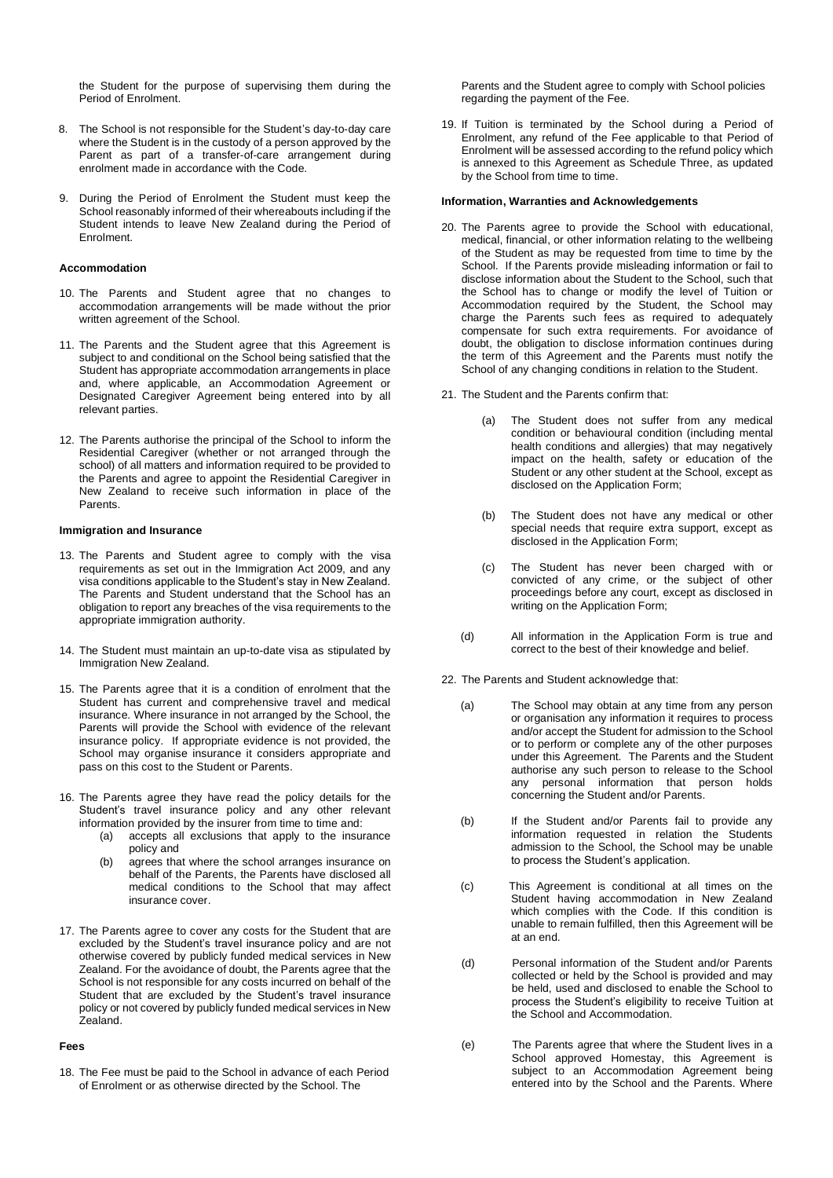the Student for the purpose of supervising them during the Period of Enrolment.

8. The School is not responsible for the Student's day-to-day care where the Student is in the custody of a person approved by the Parent as part of a transfer-of-care arrangement during enrolment made in accordance with the Code.

9. During the Period of Enrolment the Student must keep the School reasonably informed of their whereabouts including if the Student intends to leave New Zealand during the Period of Enrolment.

**Accommodation**

10. The Parents and Student agree that no changes to accommodation arrangements will be made without the prior written agreement of the School.

11. The Parents and the Student agree that this Agreement is subject to and conditional on the School being satisfied that the Student has appropriate accommodation arrangements in place and, where applicable, an Accommodation Agreement or Designated Caregiver Agreement being entered into by all relevant parties.

12. The Parents authorise the principal of the School to inform the Residential Caregiver (whether or not arranged through the school) of all matters and information required to be provided to the Parents and agree to appoint the Residential Caregiver in New Zealand to receive such information in place of the Parents.

**Immigration and Insurance**

13. The Parents and Student agree to comply with the visa requirements as set out in the Immigration Act 2009, and any visa conditions applicable to the Student's stay in New Zealand. The Parents and Student understand that the School has an obligation to report any breaches of the visa requirements to the appropriate immigration authority.

14. The Student must maintain an up-to-date visa as stipulated by Immigration New Zealand.

15. The Parents agree that it is a condition of enrolment that the Student has current and comprehensive travel and medical insurance. Where insurance in not arranged by the School, the Parents will provide the School with evidence of the relevant insurance policy. If appropriate evidence is not provided, the School may organise insurance it considers appropriate and pass on this cost to the Student or Parents.

16. The Parents agree they have read the policy details for the Student's travel insurance policy and any other relevant information provided by the insurer from time to time and:
    (a) accepts all exclusions that apply to the insurance policy and
    (b) agrees that where the school arranges insurance on behalf of the Parents, the Parents have disclosed all medical conditions to the School that may affect insurance cover.

17. The Parents agree to cover any costs for the Student that are excluded by the Student's travel insurance policy and are not otherwise covered by publicly funded medical services in New Zealand. For the avoidance of doubt, the Parents agree that the School is not responsible for any costs incurred on behalf of the Student that are excluded by the Student's travel insurance policy or not covered by publicly funded medical services in New Zealand.

**Fees**

18. The Fee must be paid to the School in advance of each Period of Enrolment or as otherwise directed by the School. The Parents and the Student agree to comply with School policies regarding the payment of the Fee.

19. If Tuition is terminated by the School during a Period of Enrolment, any refund of the Fee applicable to that Period of Enrolment will be assessed according to the refund policy which is annexed to this Agreement as Schedule Three, as updated by the School from time to time.

**Information, Warranties and Acknowledgements**

20. The Parents agree to provide the School with educational, medical, financial, or other information relating to the wellbeing of the Student as may be requested from time to time by the School. If the Parents provide misleading information or fail to disclose information about the Student to the School, such that the School has to change or modify the level of Tuition or Accommodation required by the Student, the School may charge the Parents such fees as required to adequately compensate for such extra requirements. For avoidance of doubt, the obligation to disclose information continues during the term of this Agreement and the Parents must notify the School of any changing conditions in relation to the Student.

21. The Student and the Parents confirm that:

    (a) The Student does not suffer from any medical condition or behavioural condition (including mental health conditions and allergies) that may negatively impact on the health, safety or education of the Student or any other student at the School, except as disclosed on the Application Form;

    (b) The Student does not have any medical or other special needs that require extra support, except as disclosed in the Application Form;

    (c) The Student has never been charged with or convicted of any crime, or the subject of other proceedings before any court, except as disclosed in writing on the Application Form;

    (d) All information in the Application Form is true and correct to the best of their knowledge and belief.

22. The Parents and Student acknowledge that:

    (a) The School may obtain at any time from any person or organisation any information it requires to process and/or accept the Student for admission to the School or to perform or complete any of the other purposes under this Agreement. The Parents and the Student authorise any such person to release to the School any personal information that person holds concerning the Student and/or Parents.

    (b) If the Student and/or Parents fail to provide any information requested in relation the Students admission to the School, the School may be unable to process the Student's application.

    (c) This Agreement is conditional at all times on the Student having accommodation in New Zealand which complies with the Code. If this condition is unable to remain fulfilled, then this Agreement will be at an end.

    (d) Personal information of the Student and/or Parents collected or held by the School is provided and may be held, used and disclosed to enable the School to process the Student's eligibility to receive Tuition at the School and Accommodation.

    (e) The Parents agree that where the Student lives in a School approved Homestay, this Agreement is subject to an Accommodation Agreement being entered into by the School and the Parents. Where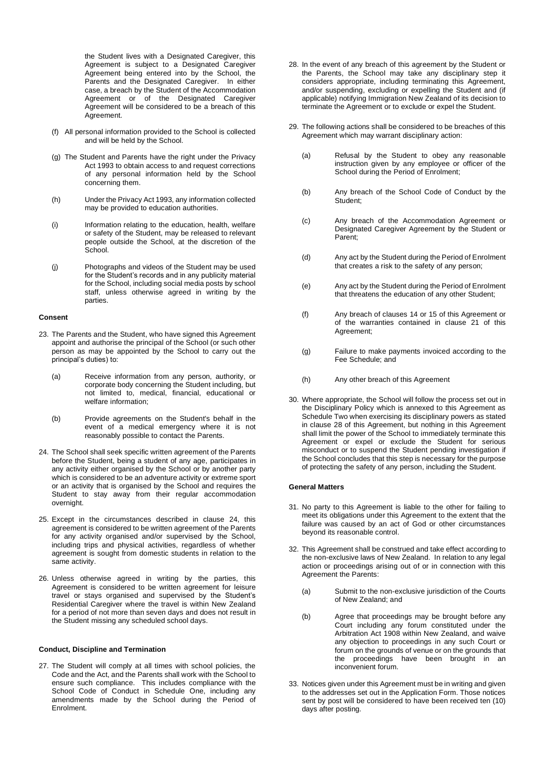the Student lives with a Designated Caregiver, this Agreement is subject to a Designated Caregiver Agreement being entered into by the School, the Parents and the Designated Caregiver. In either case, a breach by the Student of the Accommodation Agreement or of the Designated Caregiver Agreement will be considered to be a breach of this Agreement.

(f) All personal information provided to the School is collected and will be held by the School.

(g) The Student and Parents have the right under the Privacy Act 1993 to obtain access to and request corrections of any personal information held by the School concerning them.

(h) Under the Privacy Act 1993, any information collected may be provided to education authorities.

(i) Information relating to the education, health, welfare or safety of the Student, may be released to relevant people outside the School, at the discretion of the School.

(j) Photographs and videos of the Student may be used for the Student's records and in any publicity material for the School, including social media posts by school staff, unless otherwise agreed in writing by the parties.

**Consent**

23. The Parents and the Student, who have signed this Agreement appoint and authorise the principal of the School (or such other person as may be appointed by the School to carry out the principal's duties) to:

    (a) Receive information from any person, authority, or corporate body concerning the Student including, but not limited to, medical, financial, educational or welfare information;

    (b) Provide agreements on the Student's behalf in the event of a medical emergency where it is not reasonably possible to contact the Parents.

24. The School shall seek specific written agreement of the Parents before the Student, being a student of any age, participates in any activity either organised by the School or by another party which is considered to be an adventure activity or extreme sport or an activity that is organised by the School and requires the Student to stay away from their regular accommodation overnight.

25. Except in the circumstances described in clause 24, this agreement is considered to be written agreement of the Parents for any activity organised and/or supervised by the School, including trips and physical activities, regardless of whether agreement is sought from domestic students in relation to the same activity.

26. Unless otherwise agreed in writing by the parties, this Agreement is considered to be written agreement for leisure travel or stays organised and supervised by the Student's Residential Caregiver where the travel is within New Zealand for a period of not more than seven days and does not result in the Student missing any scheduled school days.

**Conduct, Discipline and Termination**

27. The Student will comply at all times with school policies, the Code and the Act, and the Parents shall work with the School to ensure such compliance. This includes compliance with the School Code of Conduct in Schedule One, including any amendments made by the School during the Period of Enrolment.

28. In the event of any breach of this agreement by the Student or the Parents, the School may take any disciplinary step it considers appropriate, including terminating this Agreement, and/or suspending, excluding or expelling the Student and (if applicable) notifying Immigration New Zealand of its decision to terminate the Agreement or to exclude or expel the Student.

29. The following actions shall be considered to be breaches of this Agreement which may warrant disciplinary action:

    (a) Refusal by the Student to obey any reasonable instruction given by any employee or officer of the School during the Period of Enrolment;

    (b) Any breach of the School Code of Conduct by the Student;

    (c) Any breach of the Accommodation Agreement or Designated Caregiver Agreement by the Student or Parent;

    (d) Any act by the Student during the Period of Enrolment that creates a risk to the safety of any person;

    (e) Any act by the Student during the Period of Enrolment that threatens the education of any other Student;

    (f) Any breach of clauses 14 or 15 of this Agreement or of the warranties contained in clause 21 of this Agreement;

    (g) Failure to make payments invoiced according to the Fee Schedule; and

    (h) Any other breach of this Agreement

30. Where appropriate, the School will follow the process set out in the Disciplinary Policy which is annexed to this Agreement as Schedule Two when exercising its disciplinary powers as stated in clause 28 of this Agreement, but nothing in this Agreement shall limit the power of the School to immediately terminate this Agreement or expel or exclude the Student for serious misconduct or to suspend the Student pending investigation if the School concludes that this step is necessary for the purpose of protecting the safety of any person, including the Student.

**General Matters**

31. No party to this Agreement is liable to the other for failing to meet its obligations under this Agreement to the extent that the failure was caused by an act of God or other circumstances beyond its reasonable control.

32. This Agreement shall be construed and take effect according to the non-exclusive laws of New Zealand. In relation to any legal action or proceedings arising out of or in connection with this Agreement the Parents:

    (a) Submit to the non-exclusive jurisdiction of the Courts of New Zealand; and

    (b) Agree that proceedings may be brought before any Court including any forum constituted under the Arbitration Act 1908 within New Zealand, and waive any objection to proceedings in any such Court or forum on the grounds of venue or on the grounds that the proceedings have been brought in an inconvenient forum.

33. Notices given under this Agreement must be in writing and given to the addresses set out in the Application Form. Those notices sent by post will be considered to have been received ten (10) days after posting.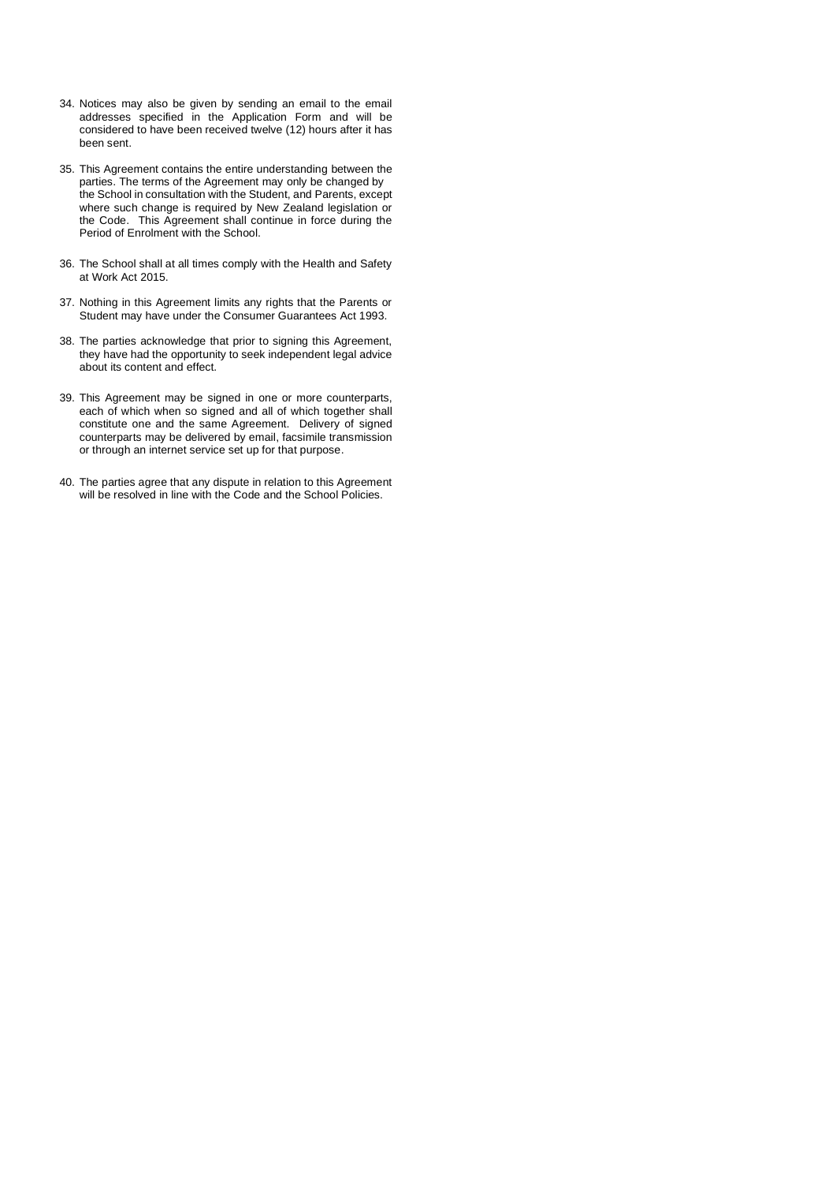34. Notices may also be given by sending an email to the email addresses specified in the Application Form and will be considered to have been received twelve (12) hours after it has been sent.

35. This Agreement contains the entire understanding between the parties. The terms of the Agreement may only be changed by the School in consultation with the Student, and Parents, except where such change is required by New Zealand legislation or the Code. This Agreement shall continue in force during the Period of Enrolment with the School.

36. The School shall at all times comply with the Health and Safety at Work Act 2015.

37. Nothing in this Agreement limits any rights that the Parents or Student may have under the Consumer Guarantees Act 1993.

38. The parties acknowledge that prior to signing this Agreement, they have had the opportunity to seek independent legal advice about its content and effect.

39. This Agreement may be signed in one or more counterparts, each of which when so signed and all of which together shall constitute one and the same Agreement. Delivery of signed counterparts may be delivered by email, facsimile transmission or through an internet service set up for that purpose.

40. The parties agree that any dispute in relation to this Agreement will be resolved in line with the Code and the School Policies.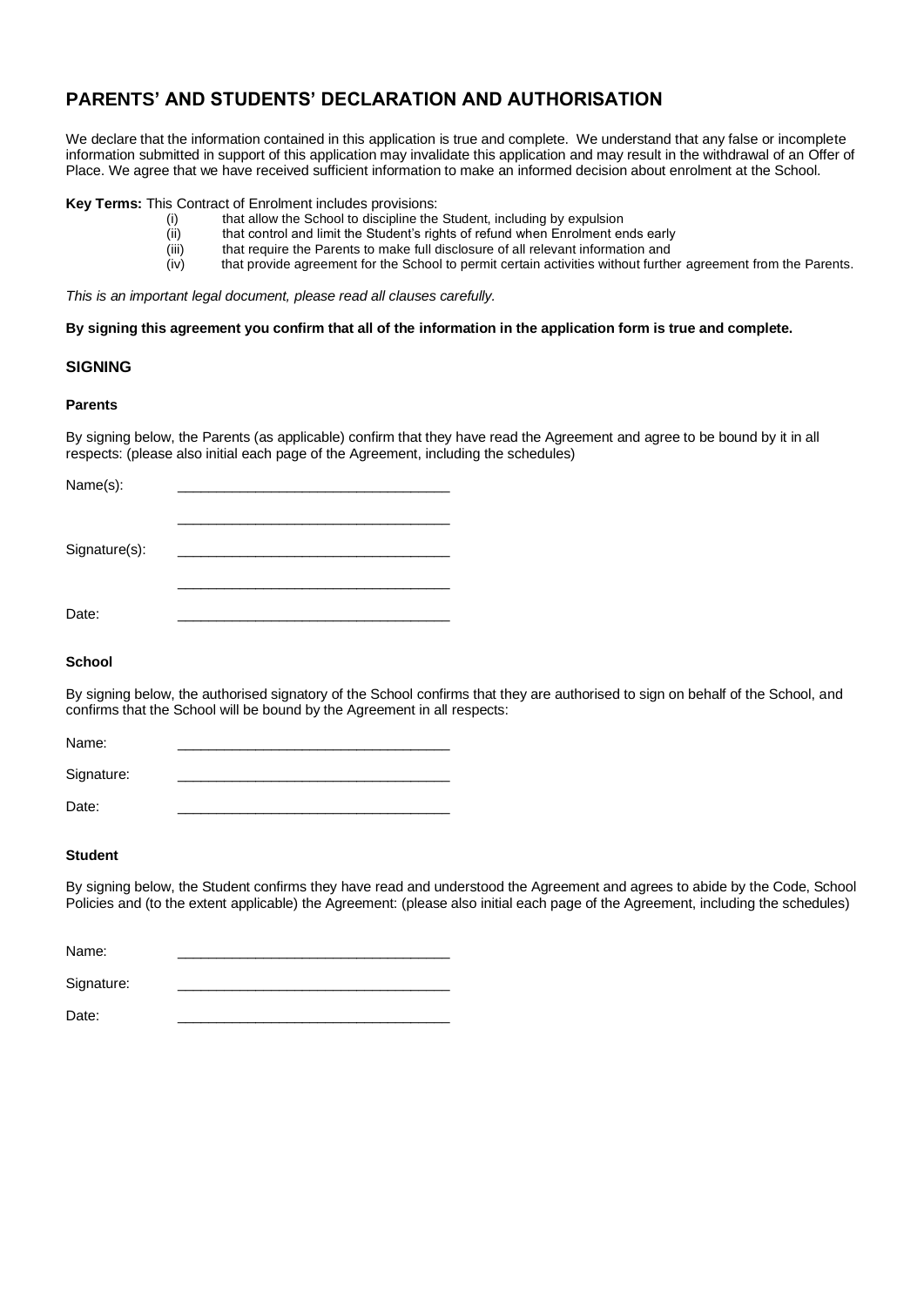## PARENTS' AND STUDENTS' DECLARATION AND AUTHORISATION

We declare that the information contained in this application is true and complete. We understand that any false or incomplete information submitted in support of this application may invalidate this application and may result in the withdrawal of an Offer of Place. We agree that we have received sufficient information to make an informed decision about enrolment at the School.

**Key Terms:** This Contract of Enrolment includes provisions:

(i) that allow the School to discipline the Student, including by expulsion
(ii) that control and limit the Student's rights of refund when Enrolment ends early
(iii) that require the Parents to make full disclosure of all relevant information and
(iv) that provide agreement for the School to permit certain activities without further agreement from the Parents.

*This is an important legal document, please read all clauses carefully.*

**By signing this agreement you confirm that all of the information in the application form is true and complete.**

### SIGNING

#### Parents

By signing below, the Parents (as applicable) confirm that they have read the Agreement and agree to be bound by it in all respects: (please also initial each page of the Agreement, including the schedules)

Name(s): ___________________________________

___________________________________

Signature(s): ___________________________________

___________________________________

Date: ___________________________________

#### School

By signing below, the authorised signatory of the School confirms that they are authorised to sign on behalf of the School, and confirms that the School will be bound by the Agreement in all respects:

Name: ___________________________________

Signature: ___________________________________

Date: ___________________________________

#### Student

By signing below, the Student confirms they have read and understood the Agreement and agrees to abide by the Code, School Policies and (to the extent applicable) the Agreement: (please also initial each page of the Agreement, including the schedules)

Name: ___________________________________

Signature: ___________________________________

Date: ___________________________________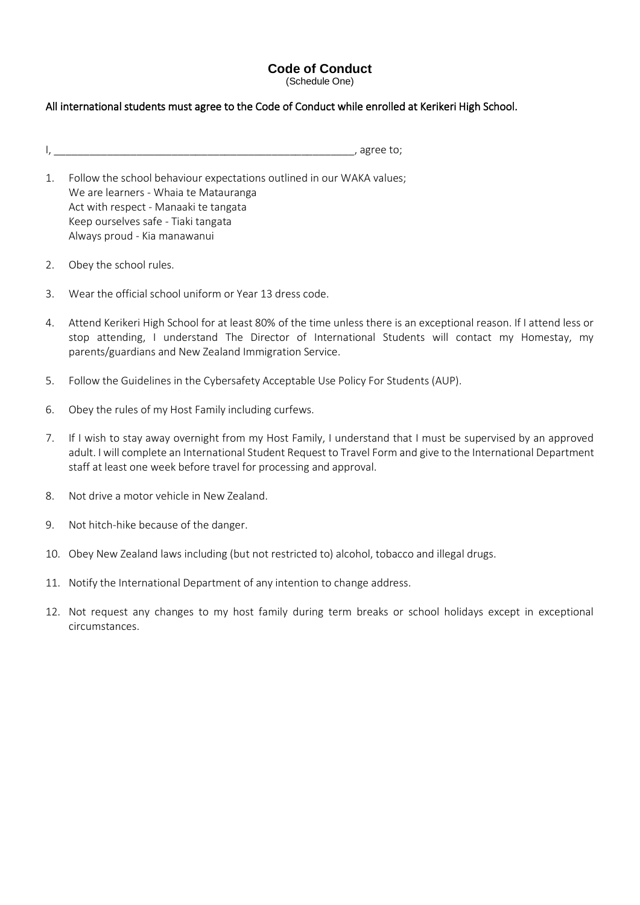# Code of Conduct

(Schedule One)

All international students must agree to the Code of Conduct while enrolled at Kerikeri High School.

I, ____________________________________________________, agree to;

1. Follow the school behaviour expectations outlined in our WAKA values;
   We are learners - Whaia te Matauranga
   Act with respect - Manaaki te tangata
   Keep ourselves safe - Tiaki tangata
   Always proud - Kia manawanui

2. Obey the school rules.

3. Wear the official school uniform or Year 13 dress code.

4. Attend Kerikeri High School for at least 80% of the time unless there is an exceptional reason. If I attend less or stop attending, I understand The Director of International Students will contact my Homestay, my parents/guardians and New Zealand Immigration Service.

5. Follow the Guidelines in the Cybersafety Acceptable Use Policy For Students (AUP).

6. Obey the rules of my Host Family including curfews.

7. If I wish to stay away overnight from my Host Family, I understand that I must be supervised by an approved adult. I will complete an International Student Request to Travel Form and give to the International Department staff at least one week before travel for processing and approval.

8. Not drive a motor vehicle in New Zealand.

9. Not hitch-hike because of the danger.

10. Obey New Zealand laws including (but not restricted to) alcohol, tobacco and illegal drugs.

11. Notify the International Department of any intention to change address.

12. Not request any changes to my host family during term breaks or school holidays except in exceptional circumstances.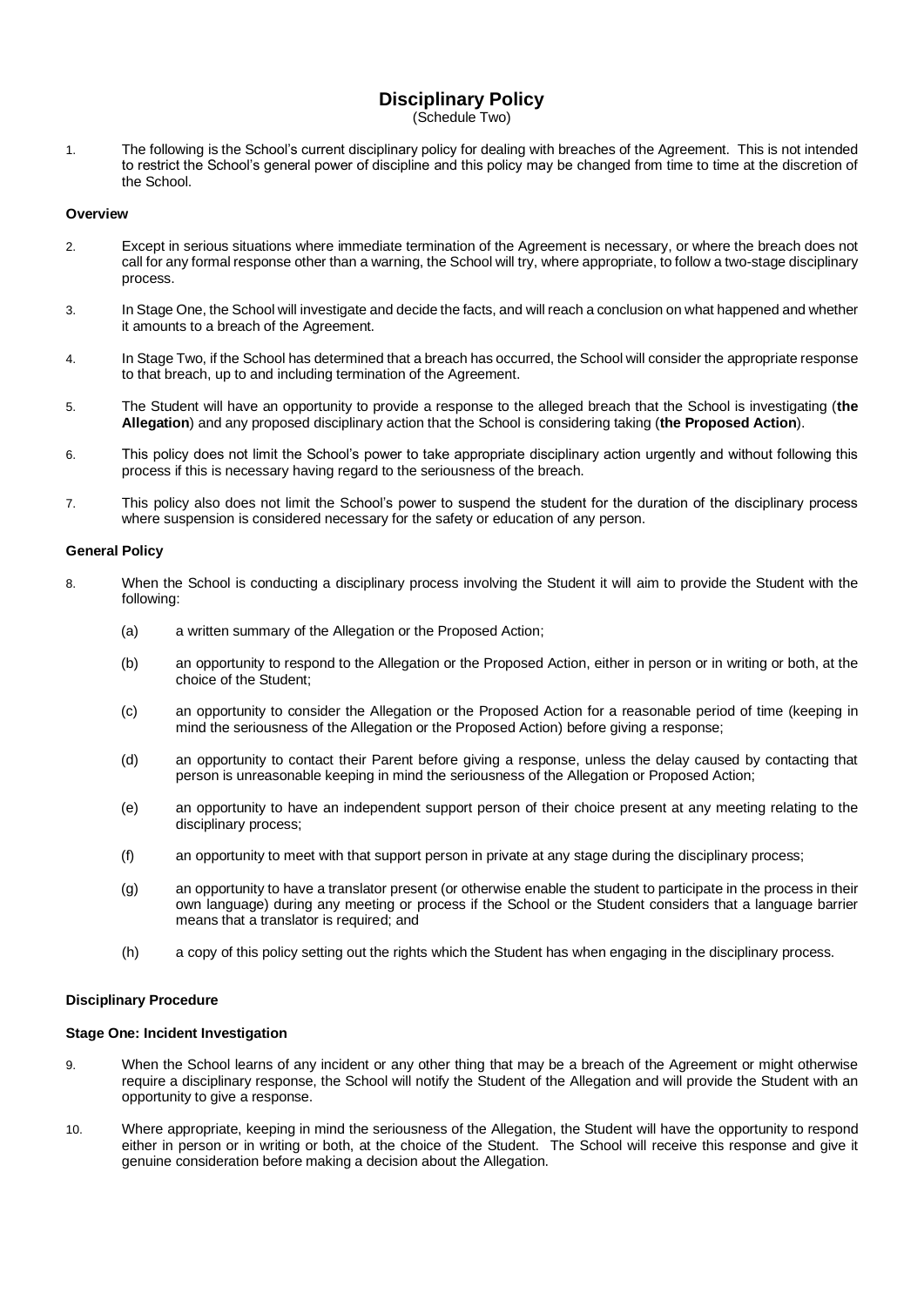# Disciplinary Policy

(Schedule Two)

1. The following is the School's current disciplinary policy for dealing with breaches of the Agreement. This is not intended to restrict the School's general power of discipline and this policy may be changed from time to time at the discretion of the School.

### Overview

2. Except in serious situations where immediate termination of the Agreement is necessary, or where the breach does not call for any formal response other than a warning, the School will try, where appropriate, to follow a two-stage disciplinary process.

3. In Stage One, the School will investigate and decide the facts, and will reach a conclusion on what happened and whether it amounts to a breach of the Agreement.

4. In Stage Two, if the School has determined that a breach has occurred, the School will consider the appropriate response to that breach, up to and including termination of the Agreement.

5. The Student will have an opportunity to provide a response to the alleged breach that the School is investigating (**the Allegation**) and any proposed disciplinary action that the School is considering taking (**the Proposed Action**).

6. This policy does not limit the School's power to take appropriate disciplinary action urgently and without following this process if this is necessary having regard to the seriousness of the breach.

7. This policy also does not limit the School's power to suspend the student for the duration of the disciplinary process where suspension is considered necessary for the safety or education of any person.

### General Policy

8. When the School is conducting a disciplinary process involving the Student it will aim to provide the Student with the following:

   (a) a written summary of the Allegation or the Proposed Action;

   (b) an opportunity to respond to the Allegation or the Proposed Action, either in person or in writing or both, at the choice of the Student;

   (c) an opportunity to consider the Allegation or the Proposed Action for a reasonable period of time (keeping in mind the seriousness of the Allegation or the Proposed Action) before giving a response;

   (d) an opportunity to contact their Parent before giving a response, unless the delay caused by contacting that person is unreasonable keeping in mind the seriousness of the Allegation or Proposed Action;

   (e) an opportunity to have an independent support person of their choice present at any meeting relating to the disciplinary process;

   (f) an opportunity to meet with that support person in private at any stage during the disciplinary process;

   (g) an opportunity to have a translator present (or otherwise enable the student to participate in the process in their own language) during any meeting or process if the School or the Student considers that a language barrier means that a translator is required; and

   (h) a copy of this policy setting out the rights which the Student has when engaging in the disciplinary process.

### Disciplinary Procedure

#### Stage One: Incident Investigation

9. When the School learns of any incident or any other thing that may be a breach of the Agreement or might otherwise require a disciplinary response, the School will notify the Student of the Allegation and will provide the Student with an opportunity to give a response.

10. Where appropriate, keeping in mind the seriousness of the Allegation, the Student will have the opportunity to respond either in person or in writing or both, at the choice of the Student. The School will receive this response and give it genuine consideration before making a decision about the Allegation.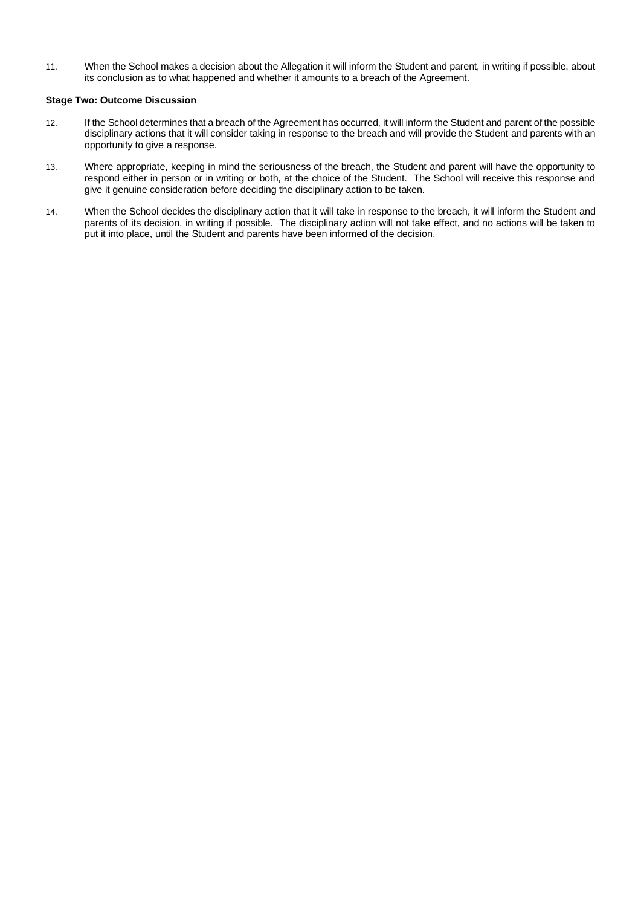11. When the School makes a decision about the Allegation it will inform the Student and parent, in writing if possible, about its conclusion as to what happened and whether it amounts to a breach of the Agreement.

**Stage Two: Outcome Discussion**

12. If the School determines that a breach of the Agreement has occurred, it will inform the Student and parent of the possible disciplinary actions that it will consider taking in response to the breach and will provide the Student and parents with an opportunity to give a response.

13. Where appropriate, keeping in mind the seriousness of the breach, the Student and parent will have the opportunity to respond either in person or in writing or both, at the choice of the Student. The School will receive this response and give it genuine consideration before deciding the disciplinary action to be taken.

14. When the School decides the disciplinary action that it will take in response to the breach, it will inform the Student and parents of its decision, in writing if possible. The disciplinary action will not take effect, and no actions will be taken to put it into place, until the Student and parents have been informed of the decision.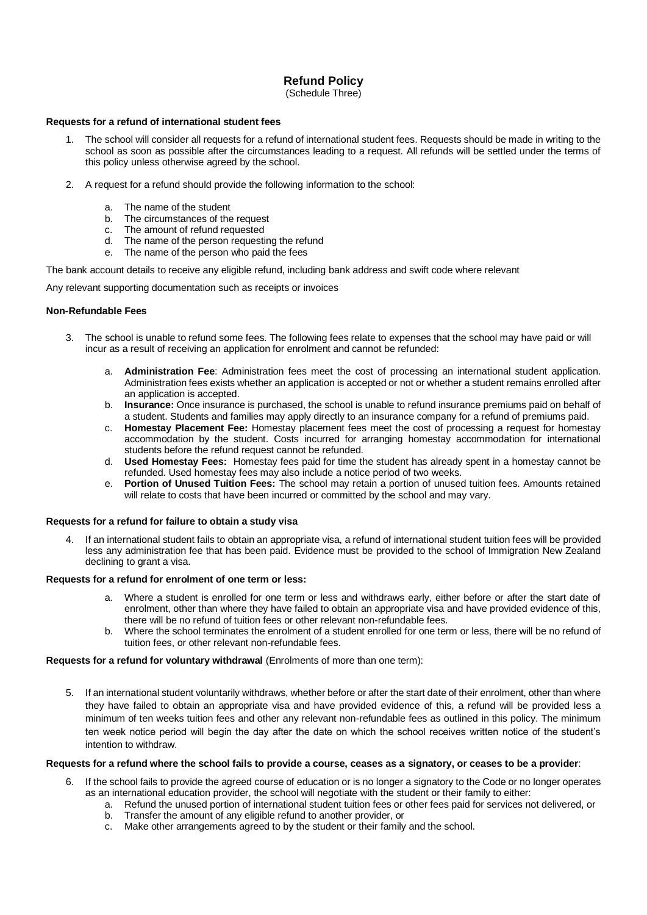# Refund Policy

(Schedule Three)

**Requests for a refund of international student fees**

1. The school will consider all requests for a refund of international student fees. Requests should be made in writing to the school as soon as possible after the circumstances leading to a request. All refunds will be settled under the terms of this policy unless otherwise agreed by the school.

2. A request for a refund should provide the following information to the school:

   a. The name of the student
   b. The circumstances of the request
   c. The amount of refund requested
   d. The name of the person requesting the refund
   e. The name of the person who paid the fees

The bank account details to receive any eligible refund, including bank address and swift code where relevant

Any relevant supporting documentation such as receipts or invoices

**Non-Refundable Fees**

3. The school is unable to refund some fees. The following fees relate to expenses that the school may have paid or will incur as a result of receiving an application for enrolment and cannot be refunded:

   a. **Administration Fee**: Administration fees meet the cost of processing an international student application. Administration fees exists whether an application is accepted or not or whether a student remains enrolled after an application is accepted.
   b. **Insurance:** Once insurance is purchased, the school is unable to refund insurance premiums paid on behalf of a student. Students and families may apply directly to an insurance company for a refund of premiums paid.
   c. **Homestay Placement Fee:** Homestay placement fees meet the cost of processing a request for homestay accommodation by the student. Costs incurred for arranging homestay accommodation for international students before the refund request cannot be refunded.
   d. **Used Homestay Fees:** Homestay fees paid for time the student has already spent in a homestay cannot be refunded. Used homestay fees may also include a notice period of two weeks.
   e. **Portion of Unused Tuition Fees:** The school may retain a portion of unused tuition fees. Amounts retained will relate to costs that have been incurred or committed by the school and may vary.

**Requests for a refund for failure to obtain a study visa**

4. If an international student fails to obtain an appropriate visa, a refund of international student tuition fees will be provided less any administration fee that has been paid. Evidence must be provided to the school of Immigration New Zealand declining to grant a visa.

**Requests for a refund for enrolment of one term or less:**

   a. Where a student is enrolled for one term or less and withdraws early, either before or after the start date of enrolment, other than where they have failed to obtain an appropriate visa and have provided evidence of this, there will be no refund of tuition fees or other relevant non-refundable fees.
   b. Where the school terminates the enrolment of a student enrolled for one term or less, there will be no refund of tuition fees, or other relevant non-refundable fees.

**Requests for a refund for voluntary withdrawal** (Enrolments of more than one term):

5. If an international student voluntarily withdraws, whether before or after the start date of their enrolment, other than where they have failed to obtain an appropriate visa and have provided evidence of this, a refund will be provided less a minimum of ten weeks tuition fees and other any relevant non-refundable fees as outlined in this policy. The minimum ten week notice period will begin the day after the date on which the school receives written notice of the student's intention to withdraw.

**Requests for a refund where the school fails to provide a course, ceases as a signatory, or ceases to be a provider**:

6. If the school fails to provide the agreed course of education or is no longer a signatory to the Code or no longer operates as an international education provider, the school will negotiate with the student or their family to either:
   a. Refund the unused portion of international student tuition fees or other fees paid for services not delivered, or
   b. Transfer the amount of any eligible refund to another provider, or
   c. Make other arrangements agreed to by the student or their family and the school.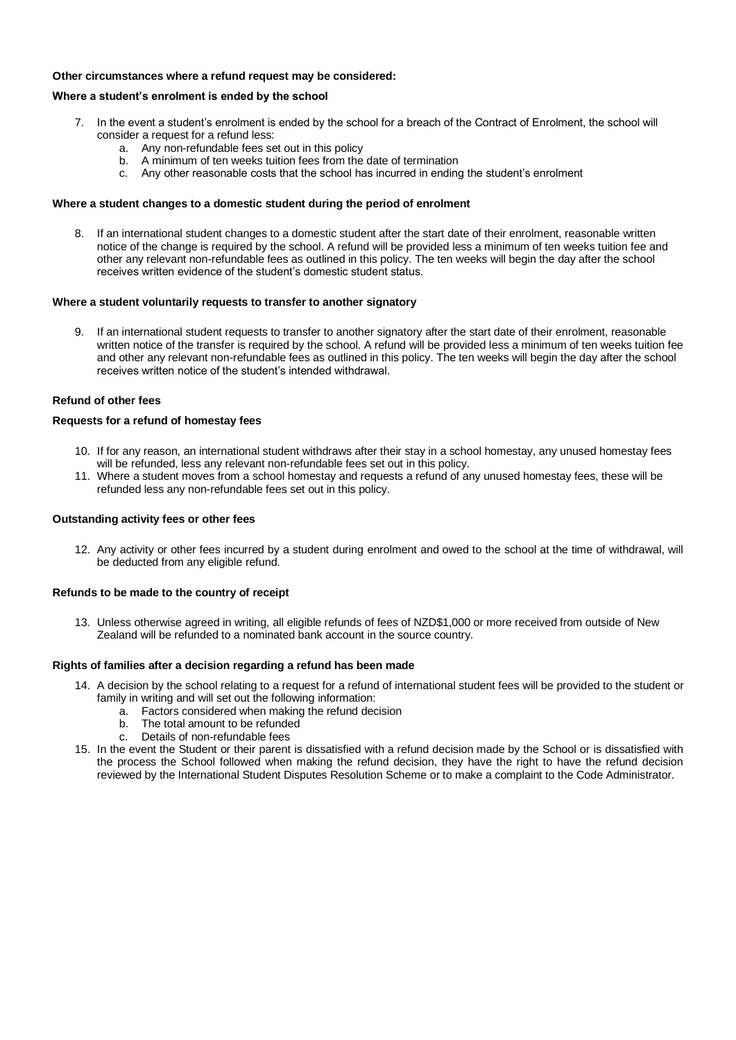**Other circumstances where a refund request may be considered:**

**Where a student's enrolment is ended by the school**

7. In the event a student's enrolment is ended by the school for a breach of the Contract of Enrolment, the school will consider a request for a refund less:
    a. Any non-refundable fees set out in this policy
    b. A minimum of ten weeks tuition fees from the date of termination
    c. Any other reasonable costs that the school has incurred in ending the student's enrolment

**Where a student changes to a domestic student during the period of enrolment**

8. If an international student changes to a domestic student after the start date of their enrolment, reasonable written notice of the change is required by the school. A refund will be provided less a minimum of ten weeks tuition fee and other any relevant non-refundable fees as outlined in this policy. The ten weeks will begin the day after the school receives written evidence of the student's domestic student status.

**Where a student voluntarily requests to transfer to another signatory**

9. If an international student requests to transfer to another signatory after the start date of their enrolment, reasonable written notice of the transfer is required by the school. A refund will be provided less a minimum of ten weeks tuition fee and other any relevant non-refundable fees as outlined in this policy. The ten weeks will begin the day after the school receives written notice of the student's intended withdrawal.

**Refund of other fees**

**Requests for a refund of homestay fees**

10. If for any reason, an international student withdraws after their stay in a school homestay, any unused homestay fees will be refunded, less any relevant non-refundable fees set out in this policy.
11. Where a student moves from a school homestay and requests a refund of any unused homestay fees, these will be refunded less any non-refundable fees set out in this policy.

**Outstanding activity fees or other fees**

12. Any activity or other fees incurred by a student during enrolment and owed to the school at the time of withdrawal, will be deducted from any eligible refund.

**Refunds to be made to the country of receipt**

13. Unless otherwise agreed in writing, all eligible refunds of fees of NZD$1,000 or more received from outside of New Zealand will be refunded to a nominated bank account in the source country.

**Rights of families after a decision regarding a refund has been made**

14. A decision by the school relating to a request for a refund of international student fees will be provided to the student or family in writing and will set out the following information:
    a. Factors considered when making the refund decision
    b. The total amount to be refunded
    c. Details of non-refundable fees
15. In the event the Student or their parent is dissatisfied with a refund decision made by the School or is dissatisfied with the process the School followed when making the refund decision, they have the right to have the refund decision reviewed by the International Student Disputes Resolution Scheme or to make a complaint to the Code Administrator.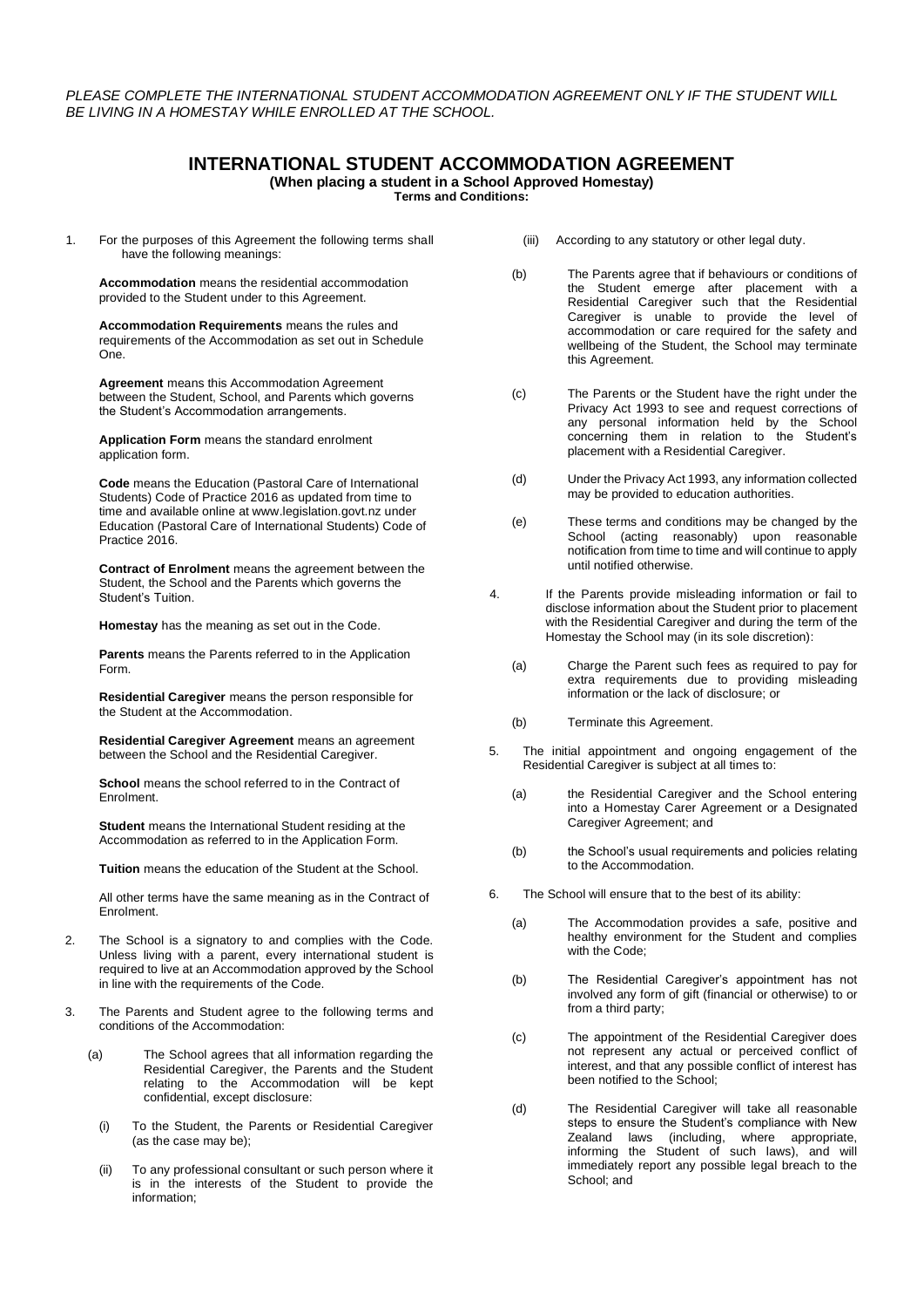*PLEASE COMPLETE THE INTERNATIONAL STUDENT ACCOMMODATION AGREEMENT ONLY IF THE STUDENT WILL BE LIVING IN A HOMESTAY WHILE ENROLLED AT THE SCHOOL.*

# INTERNATIONAL STUDENT ACCOMMODATION AGREEMENT

**(When placing a student in a School Approved Homestay)**

**Terms and Conditions:**

1. For the purposes of this Agreement the following terms shall have the following meanings:

   **Accommodation** means the residential accommodation provided to the Student under to this Agreement.

   **Accommodation Requirements** means the rules and requirements of the Accommodation as set out in Schedule One.

   **Agreement** means this Accommodation Agreement between the Student, School, and Parents which governs the Student's Accommodation arrangements.

   **Application Form** means the standard enrolment application form.

   **Code** means the Education (Pastoral Care of International Students) Code of Practice 2016 as updated from time to time and available online at www.legislation.govt.nz under Education (Pastoral Care of International Students) Code of Practice 2016.

   **Contract of Enrolment** means the agreement between the Student, the School and the Parents which governs the Student's Tuition.

   **Homestay** has the meaning as set out in the Code.

   **Parents** means the Parents referred to in the Application Form.

   **Residential Caregiver** means the person responsible for the Student at the Accommodation.

   **Residential Caregiver Agreement** means an agreement between the School and the Residential Caregiver.

   **School** means the school referred to in the Contract of Enrolment.

   **Student** means the International Student residing at the Accommodation as referred to in the Application Form.

   **Tuition** means the education of the Student at the School.

   All other terms have the same meaning as in the Contract of Enrolment.

2. The School is a signatory to and complies with the Code. Unless living with a parent, every international student is required to live at an Accommodation approved by the School in line with the requirements of the Code.

3. The Parents and Student agree to the following terms and conditions of the Accommodation:

   (a) The School agrees that all information regarding the Residential Caregiver, the Parents and the Student relating to the Accommodation will be kept confidential, except disclosure:

   (i) To the Student, the Parents or Residential Caregiver (as the case may be);

   (ii) To any professional consultant or such person where it is in the interests of the Student to provide the information;

   (iii) According to any statutory or other legal duty.

   (b) The Parents agree that if behaviours or conditions of the Student emerge after placement with a Residential Caregiver such that the Residential Caregiver is unable to provide the level of accommodation or care required for the safety and wellbeing of the Student, the School may terminate this Agreement.

   (c) The Parents or the Student have the right under the Privacy Act 1993 to see and request corrections of any personal information held by the School concerning them in relation to the Student's placement with a Residential Caregiver.

   (d) Under the Privacy Act 1993, any information collected may be provided to education authorities.

   (e) These terms and conditions may be changed by the School (acting reasonably) upon reasonable notification from time to time and will continue to apply until notified otherwise.

4. If the Parents provide misleading information or fail to disclose information about the Student prior to placement with the Residential Caregiver and during the term of the Homestay the School may (in its sole discretion):

   (a) Charge the Parent such fees as required to pay for extra requirements due to providing misleading information or the lack of disclosure; or

   (b) Terminate this Agreement.

5. The initial appointment and ongoing engagement of the Residential Caregiver is subject at all times to:

   (a) the Residential Caregiver and the School entering into a Homestay Carer Agreement or a Designated Caregiver Agreement; and

   (b) the School's usual requirements and policies relating to the Accommodation.

6. The School will ensure that to the best of its ability:

   (a) The Accommodation provides a safe, positive and healthy environment for the Student and complies with the Code;

   (b) The Residential Caregiver's appointment has not involved any form of gift (financial or otherwise) to or from a third party;

   (c) The appointment of the Residential Caregiver does not represent any actual or perceived conflict of interest, and that any possible conflict of interest has been notified to the School;

   (d) The Residential Caregiver will take all reasonable steps to ensure the Student's compliance with New Zealand laws (including, where appropriate, informing the Student of such laws), and will immediately report any possible legal breach to the School; and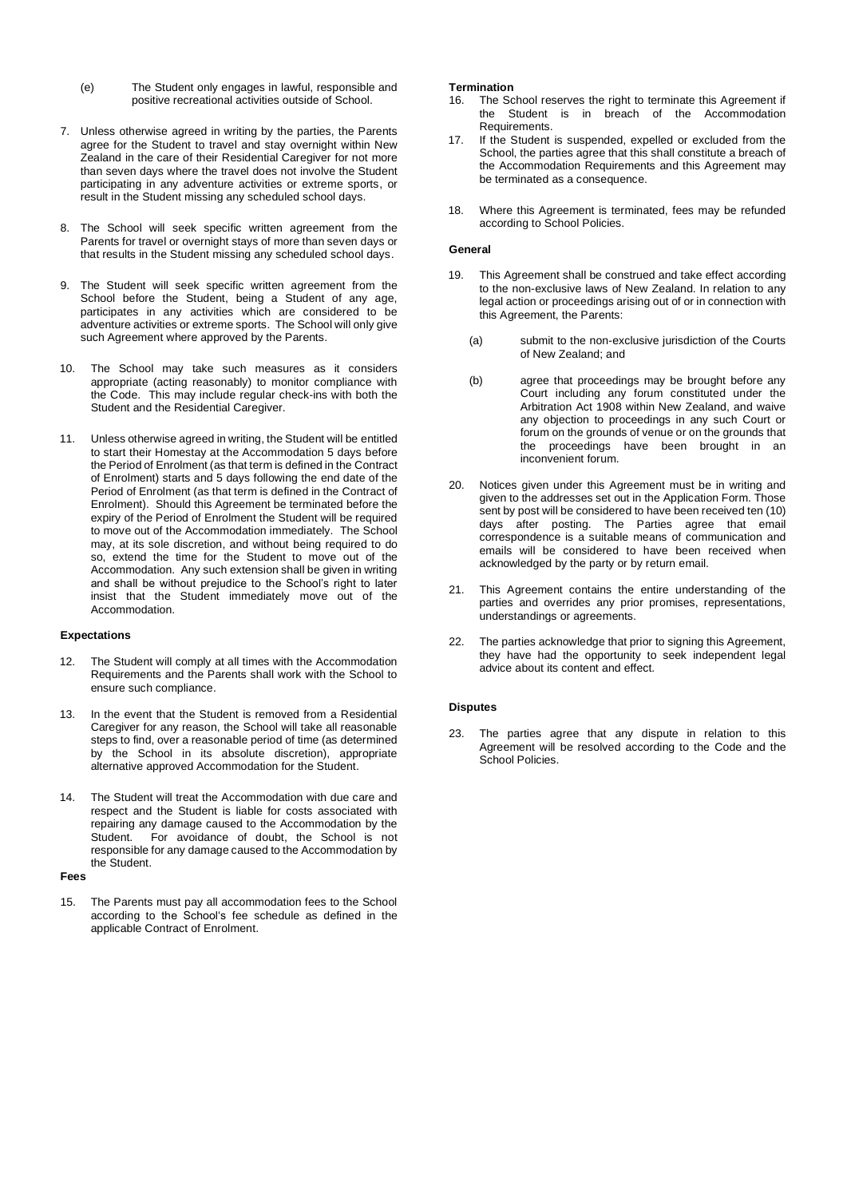(e) The Student only engages in lawful, responsible and positive recreational activities outside of School.

7. Unless otherwise agreed in writing by the parties, the Parents agree for the Student to travel and stay overnight within New Zealand in the care of their Residential Caregiver for not more than seven days where the travel does not involve the Student participating in any adventure activities or extreme sports, or result in the Student missing any scheduled school days.

8. The School will seek specific written agreement from the Parents for travel or overnight stays of more than seven days or that results in the Student missing any scheduled school days.

9. The Student will seek specific written agreement from the School before the Student, being a Student of any age, participates in any activities which are considered to be adventure activities or extreme sports. The School will only give such Agreement where approved by the Parents.

10. The School may take such measures as it considers appropriate (acting reasonably) to monitor compliance with the Code. This may include regular check-ins with both the Student and the Residential Caregiver.

11. Unless otherwise agreed in writing, the Student will be entitled to start their Homestay at the Accommodation 5 days before the Period of Enrolment (as that term is defined in the Contract of Enrolment) starts and 5 days following the end date of the Period of Enrolment (as that term is defined in the Contract of Enrolment). Should this Agreement be terminated before the expiry of the Period of Enrolment the Student will be required to move out of the Accommodation immediately. The School may, at its sole discretion, and without being required to do so, extend the time for the Student to move out of the Accommodation. Any such extension shall be given in writing and shall be without prejudice to the School's right to later insist that the Student immediately move out of the Accommodation.

**Expectations**

12. The Student will comply at all times with the Accommodation Requirements and the Parents shall work with the School to ensure such compliance.

13. In the event that the Student is removed from a Residential Caregiver for any reason, the School will take all reasonable steps to find, over a reasonable period of time (as determined by the School in its absolute discretion), appropriate alternative approved Accommodation for the Student.

14. The Student will treat the Accommodation with due care and respect and the Student is liable for costs associated with repairing any damage caused to the Accommodation by the Student. For avoidance of doubt, the School is not responsible for any damage caused to the Accommodation by the Student.

**Fees**

15. The Parents must pay all accommodation fees to the School according to the School's fee schedule as defined in the applicable Contract of Enrolment.

**Termination**

16. The School reserves the right to terminate this Agreement if the Student is in breach of the Accommodation Requirements.

17. If the Student is suspended, expelled or excluded from the School, the parties agree that this shall constitute a breach of the Accommodation Requirements and this Agreement may be terminated as a consequence.

18. Where this Agreement is terminated, fees may be refunded according to School Policies.

**General**

19. This Agreement shall be construed and take effect according to the non-exclusive laws of New Zealand. In relation to any legal action or proceedings arising out of or in connection with this Agreement, the Parents:

    (a) submit to the non-exclusive jurisdiction of the Courts of New Zealand; and

    (b) agree that proceedings may be brought before any Court including any forum constituted under the Arbitration Act 1908 within New Zealand, and waive any objection to proceedings in any such Court or forum on the grounds of venue or on the grounds that the proceedings have been brought in an inconvenient forum.

20. Notices given under this Agreement must be in writing and given to the addresses set out in the Application Form. Those sent by post will be considered to have been received ten (10) days after posting. The Parties agree that email correspondence is a suitable means of communication and emails will be considered to have been received when acknowledged by the party or by return email.

21. This Agreement contains the entire understanding of the parties and overrides any prior promises, representations, understandings or agreements.

22. The parties acknowledge that prior to signing this Agreement, they have had the opportunity to seek independent legal advice about its content and effect.

**Disputes**

23. The parties agree that any dispute in relation to this Agreement will be resolved according to the Code and the School Policies.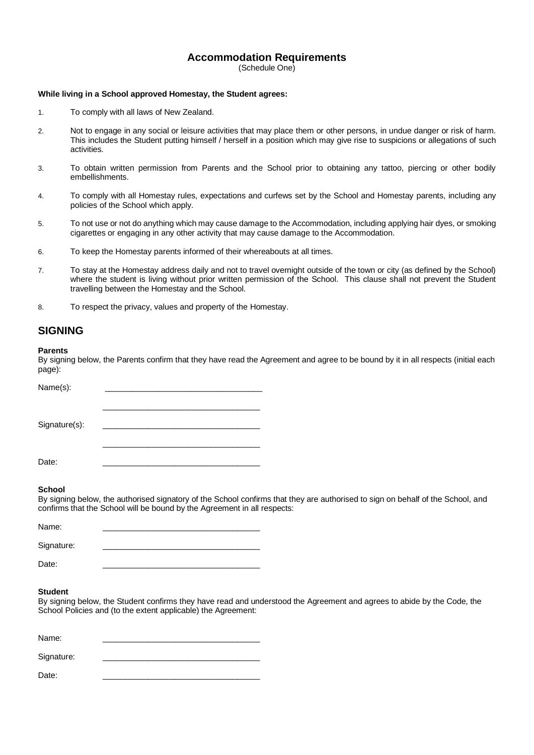# Accommodation Requirements

(Schedule One)

**While living in a School approved Homestay, the Student agrees:**

1. To comply with all laws of New Zealand.
2. Not to engage in any social or leisure activities that may place them or other persons, in undue danger or risk of harm. This includes the Student putting himself / herself in a position which may give rise to suspicions or allegations of such activities.
3. To obtain written permission from Parents and the School prior to obtaining any tattoo, piercing or other bodily embellishments.
4. To comply with all Homestay rules, expectations and curfews set by the School and Homestay parents, including any policies of the School which apply.
5. To not use or not do anything which may cause damage to the Accommodation, including applying hair dyes, or smoking cigarettes or engaging in any other activity that may cause damage to the Accommodation.
6. To keep the Homestay parents informed of their whereabouts at all times.
7. To stay at the Homestay address daily and not to travel overnight outside of the town or city (as defined by the School) where the student is living without prior written permission of the School. This clause shall not prevent the Student travelling between the Homestay and the School.
8. To respect the privacy, values and property of the Homestay.

## SIGNING

**Parents**

By signing below, the Parents confirm that they have read the Agreement and agree to be bound by it in all respects (initial each page):

Name(s): ___________________________________

___________________________________

Signature(s): ___________________________________

___________________________________

Date: ___________________________________

**School**

By signing below, the authorised signatory of the School confirms that they are authorised to sign on behalf of the School, and confirms that the School will be bound by the Agreement in all respects:

Name: ___________________________________

Signature: ___________________________________

Date: ___________________________________

**Student**

By signing below, the Student confirms they have read and understood the Agreement and agrees to abide by the Code, the School Policies and (to the extent applicable) the Agreement:

Name: ___________________________________

Signature: ___________________________________

Date: ___________________________________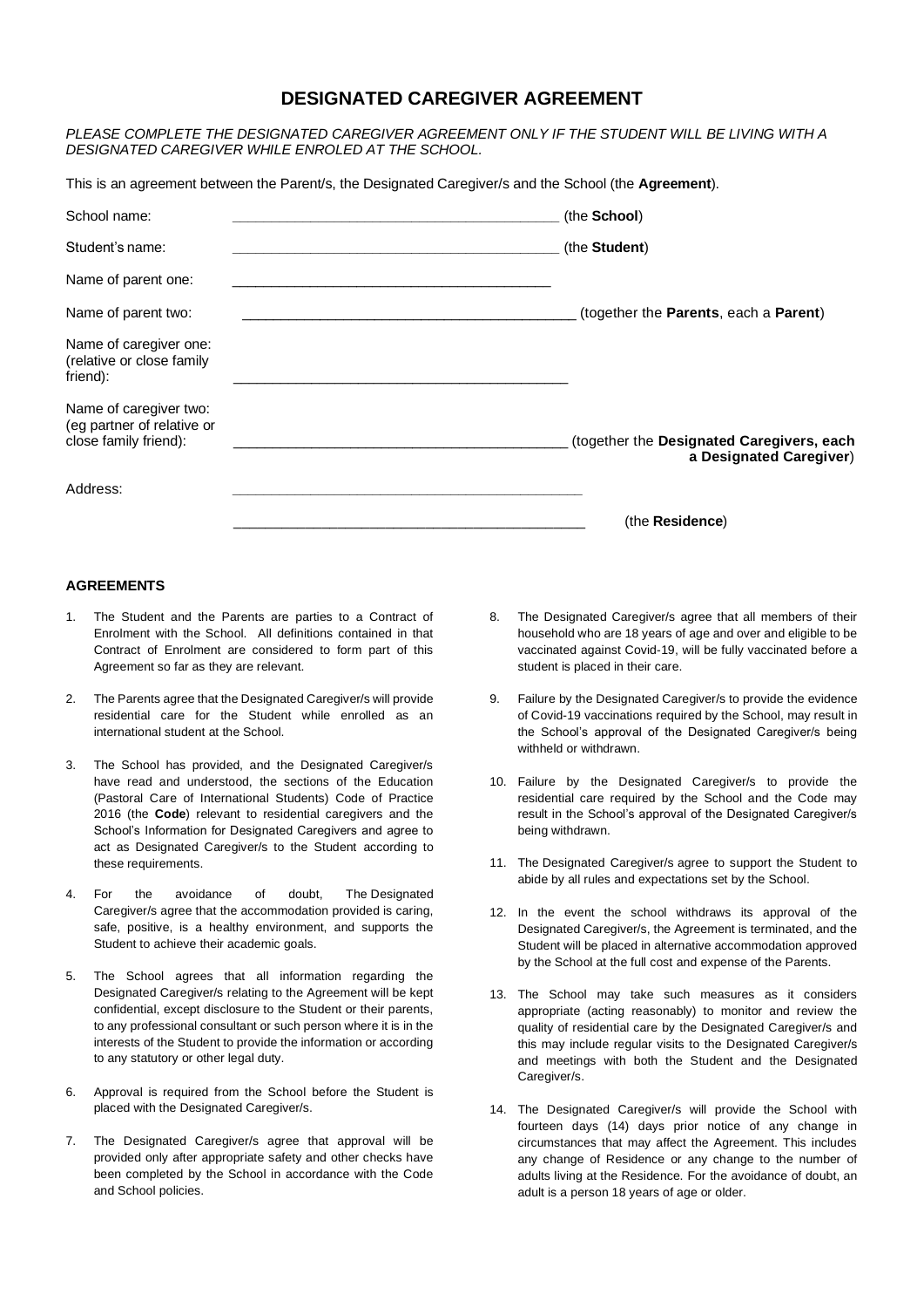# DESIGNATED CAREGIVER AGREEMENT

*PLEASE COMPLETE THE DESIGNATED CAREGIVER AGREEMENT ONLY IF THE STUDENT WILL BE LIVING WITH A DESIGNATED CAREGIVER WHILE ENROLED AT THE SCHOOL.*

This is an agreement between the Parent/s, the Designated Caregiver/s and the School (the **Agreement**).

School name: ________________________________________ (the **School**)

Student's name: ________________________________________ (the **Student**)

Name of parent one: ________________________________________

Name of parent two: ________________________________________ (together the **Parents**, each a **Parent**)

Name of caregiver one: (relative or close family friend): ________________________________________

Name of caregiver two: (eg partner of relative or close family friend): ________________________________________ (together the **Designated Caregivers, each a Designated Caregiver**)

Address: ________________________________________

________________________________________ (the **Residence**)

## AGREEMENTS

1. The Student and the Parents are parties to a Contract of Enrolment with the School. All definitions contained in that Contract of Enrolment are considered to form part of this Agreement so far as they are relevant.

2. The Parents agree that the Designated Caregiver/s will provide residential care for the Student while enrolled as an international student at the School.

3. The School has provided, and the Designated Caregiver/s have read and understood, the sections of the Education (Pastoral Care of International Students) Code of Practice 2016 (the **Code**) relevant to residential caregivers and the School's Information for Designated Caregivers and agree to act as Designated Caregiver/s to the Student according to these requirements.

4. For the avoidance of doubt, The Designated Caregiver/s agree that the accommodation provided is caring, safe, positive, is a healthy environment, and supports the Student to achieve their academic goals.

5. The School agrees that all information regarding the Designated Caregiver/s relating to the Agreement will be kept confidential, except disclosure to the Student or their parents, to any professional consultant or such person where it is in the interests of the Student to provide the information or according to any statutory or other legal duty.

6. Approval is required from the School before the Student is placed with the Designated Caregiver/s.

7. The Designated Caregiver/s agree that approval will be provided only after appropriate safety and other checks have been completed by the School in accordance with the Code and School policies.

8. The Designated Caregiver/s agree that all members of their household who are 18 years of age and over and eligible to be vaccinated against Covid-19, will be fully vaccinated before a student is placed in their care.

9. Failure by the Designated Caregiver/s to provide the evidence of Covid-19 vaccinations required by the School, may result in the School's approval of the Designated Caregiver/s being withheld or withdrawn.

10. Failure by the Designated Caregiver/s to provide the residential care required by the School and the Code may result in the School's approval of the Designated Caregiver/s being withdrawn.

11. The Designated Caregiver/s agree to support the Student to abide by all rules and expectations set by the School.

12. In the event the school withdraws its approval of the Designated Caregiver/s, the Agreement is terminated, and the Student will be placed in alternative accommodation approved by the School at the full cost and expense of the Parents.

13. The School may take such measures as it considers appropriate (acting reasonably) to monitor and review the quality of residential care by the Designated Caregiver/s and this may include regular visits to the Designated Caregiver/s and meetings with both the Student and the Designated Caregiver/s.

14. The Designated Caregiver/s will provide the School with fourteen days (14) days prior notice of any change in circumstances that may affect the Agreement. This includes any change of Residence or any change to the number of adults living at the Residence. For the avoidance of doubt, an adult is a person 18 years of age or older.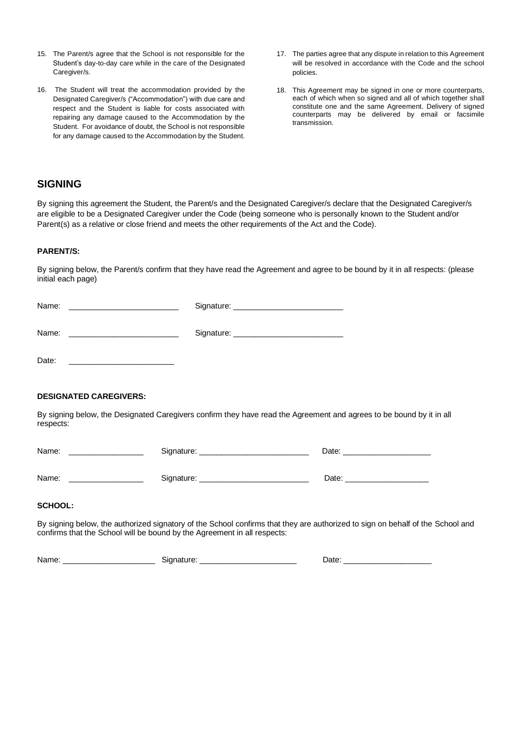15. The Parent/s agree that the School is not responsible for the Student's day-to-day care while in the care of the Designated Caregiver/s.

16. The Student will treat the accommodation provided by the Designated Caregiver/s ("Accommodation") with due care and respect and the Student is liable for costs associated with repairing any damage caused to the Accommodation by the Student. For avoidance of doubt, the School is not responsible for any damage caused to the Accommodation by the Student.

17. The parties agree that any dispute in relation to this Agreement will be resolved in accordance with the Code and the school policies.

18. This Agreement may be signed in one or more counterparts, each of which when so signed and all of which together shall constitute one and the same Agreement. Delivery of signed counterparts may be delivered by email or facsimile transmission.

## SIGNING

By signing this agreement the Student, the Parent/s and the Designated Caregiver/s declare that the Designated Caregiver/s are eligible to be a Designated Caregiver under the Code (being someone who is personally known to the Student and/or Parent(s) as a relative or close friend and meets the other requirements of the Act and the Code).

**PARENT/S:**

By signing below, the Parent/s confirm that they have read the Agreement and agree to be bound by it in all respects: (please initial each page)

Name: ________________________ Signature: ________________________

Name: ________________________ Signature: ________________________

Date: _______________________

**DESIGNATED CAREGIVERS:**

By signing below, the Designated Caregivers confirm they have read the Agreement and agrees to be bound by it in all respects:

Name: ________________ Signature: ________________________ Date: ___________________

Name: ________________ Signature: ________________________ Date: __________________

**SCHOOL:**

By signing below, the authorized signatory of the School confirms that they are authorized to sign on behalf of the School and confirms that the School will be bound by the Agreement in all respects:

Name: ____________________ Signature: _____________________ Date: ___________________